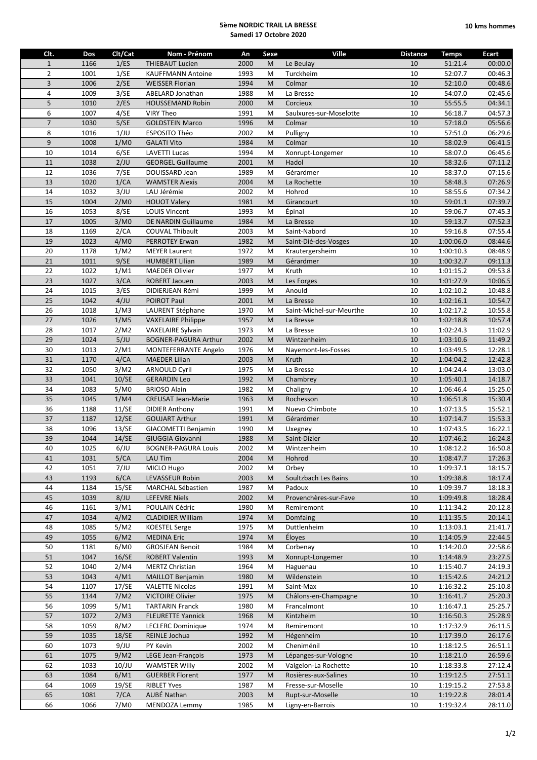**5ème NORDIC TRAIL LA BRESSE**
**Samedi 17 Octobre 2020**

**10 kms hommes**

| Clt. | Dos | Clt/Cat | Nom - Prénom | An | Sexe | Ville | Distance | Temps | Ecart |
|---|---|---|---|---|---|---|---|---|---|
| 1 | 1166 | 1/ES | THIEBAUT Lucien | 2000 | M | Le Beulay | 10 | 51:21.4 | 00:00.0 |
| 2 | 1001 | 1/SE | KAUFFMANN Antoine | 1993 | M | Turckheim | 10 | 52:07.7 | 00:46.3 |
| 3 | 1006 | 2/SE | WEISSER Florian | 1994 | M | Colmar | 10 | 52:10.0 | 00:48.6 |
| 4 | 1009 | 3/SE | ABELARD Jonathan | 1988 | M | La Bresse | 10 | 54:07.0 | 02:45.6 |
| 5 | 1010 | 2/ES | HOUSSEMAND Robin | 2000 | M | Corcieux | 10 | 55:55.5 | 04:34.1 |
| 6 | 1007 | 4/SE | VIRY Theo | 1991 | M | Saulxures-sur-Moselotte | 10 | 56:18.7 | 04:57.3 |
| 7 | 1030 | 5/SE | GOLDSTEIN Marco | 1996 | M | Colmar | 10 | 57:18.0 | 05:56.6 |
| 8 | 1016 | 1/JU | ESPOSITO Théo | 2002 | M | Pulligny | 10 | 57:51.0 | 06:29.6 |
| 9 | 1008 | 1/M0 | GALATI Vito | 1984 | M | Colmar | 10 | 58:02.9 | 06:41.5 |
| 10 | 1014 | 6/SE | LAVETTI Lucas | 1994 | M | Xonrupt-Longemer | 10 | 58:07.0 | 06:45.6 |
| 11 | 1038 | 2/JU | GEORGEL Guillaume | 2001 | M | Hadol | 10 | 58:32.6 | 07:11.2 |
| 12 | 1036 | 7/SE | DOUISSARD Jean | 1989 | M | Gérardmer | 10 | 58:37.0 | 07:15.6 |
| 13 | 1020 | 1/CA | WAMSTER Alexis | 2004 | M | La Rochette | 10 | 58:48.3 | 07:26.9 |
| 14 | 1032 | 3/JU | LAU Jérémie | 2002 | M | Hohrod | 10 | 58:55.6 | 07:34.2 |
| 15 | 1004 | 2/M0 | HOUOT Valery | 1981 | M | Girancourt | 10 | 59:01.1 | 07:39.7 |
| 16 | 1053 | 8/SE | LOUIS Vincent | 1993 | M | Épinal | 10 | 59:06.7 | 07:45.3 |
| 17 | 1005 | 3/M0 | DE NARDIN Guillaume | 1984 | M | La Bresse | 10 | 59:13.7 | 07:52.3 |
| 18 | 1169 | 2/CA | COUVAL Thibault | 2003 | M | Saint-Nabord | 10 | 59:16.8 | 07:55.4 |
| 19 | 1023 | 4/M0 | PERROTEY Erwan | 1982 | M | Saint-Dié-des-Vosges | 10 | 1:00:06.0 | 08:44.6 |
| 20 | 1178 | 1/M2 | MEYER Laurent | 1972 | M | Krautergersheim | 10 | 1:00:10.3 | 08:48.9 |
| 21 | 1011 | 9/SE | HUMBERT Lilian | 1989 | M | Gérardmer | 10 | 1:00:32.7 | 09:11.3 |
| 22 | 1022 | 1/M1 | MAEDER Olivier | 1977 | M | Kruth | 10 | 1:01:15.2 | 09:53.8 |
| 23 | 1027 | 3/CA | ROBERT Jaouen | 2003 | M | Les Forges | 10 | 1:01:27.9 | 10:06.5 |
| 24 | 1015 | 3/ES | DIDIERJEAN Rémi | 1999 | M | Anould | 10 | 1:02:10.2 | 10:48.8 |
| 25 | 1042 | 4/JU | POIROT Paul | 2001 | M | La Bresse | 10 | 1:02:16.1 | 10:54.7 |
| 26 | 1018 | 1/M3 | LAURENT Stéphane | 1970 | M | Saint-Michel-sur-Meurthe | 10 | 1:02:17.2 | 10:55.8 |
| 27 | 1026 | 1/M5 | VAXELAIRE Philippe | 1957 | M | La Bresse | 10 | 1:02:18.8 | 10:57.4 |
| 28 | 1017 | 2/M2 | VAXELAIRE Sylvain | 1973 | M | La Bresse | 10 | 1:02:24.3 | 11:02.9 |
| 29 | 1024 | 5/JU | BOGNER-PAGURA Arthur | 2002 | M | Wintzenheim | 10 | 1:03:10.6 | 11:49.2 |
| 30 | 1013 | 2/M1 | MONTEFERRANTE Angelo | 1976 | M | Nayemont-les-Fosses | 10 | 1:03:49.5 | 12:28.1 |
| 31 | 1170 | 4/CA | MAEDER Lilian | 2003 | M | Kruth | 10 | 1:04:04.2 | 12:42.8 |
| 32 | 1050 | 3/M2 | ARNOULD Cyril | 1975 | M | La Bresse | 10 | 1:04:24.4 | 13:03.0 |
| 33 | 1041 | 10/SE | GERARDIN Leo | 1992 | M | Chambrey | 10 | 1:05:40.1 | 14:18.7 |
| 34 | 1083 | 5/M0 | BRIOSO Alain | 1982 | M | Chaligny | 10 | 1:06:46.4 | 15:25.0 |
| 35 | 1045 | 1/M4 | CREUSAT Jean-Marie | 1963 | M | Rochesson | 10 | 1:06:51.8 | 15:30.4 |
| 36 | 1188 | 11/SE | DIDIER Anthony | 1991 | M | Nuevo Chimbote | 10 | 1:07:13.5 | 15:52.1 |
| 37 | 1187 | 12/SE | GOUJART Arthur | 1991 | M | Gérardmer | 10 | 1:07:14.7 | 15:53.3 |
| 38 | 1096 | 13/SE | GIACOMETTI Benjamin | 1990 | M | Uxegney | 10 | 1:07:43.5 | 16:22.1 |
| 39 | 1044 | 14/SE | GIUGGIA Giovanni | 1988 | M | Saint-Dizier | 10 | 1:07:46.2 | 16:24.8 |
| 40 | 1025 | 6/JU | BOGNER-PAGURA Louis | 2002 | M | Wintzenheim | 10 | 1:08:12.2 | 16:50.8 |
| 41 | 1031 | 5/CA | LAU Tim | 2004 | M | Hohrod | 10 | 1:08:47.7 | 17:26.3 |
| 42 | 1051 | 7/JU | MICLO Hugo | 2002 | M | Orbey | 10 | 1:09:37.1 | 18:15.7 |
| 43 | 1193 | 6/CA | LEVASSEUR Robin | 2003 | M | Soultzbach Les Bains | 10 | 1:09:38.8 | 18:17.4 |
| 44 | 1184 | 15/SE | MARCHAL Sébastien | 1987 | M | Padoux | 10 | 1:09:39.7 | 18:18.3 |
| 45 | 1039 | 8/JU | LEFEVRE Niels | 2002 | M | Provenchères-sur-Fave | 10 | 1:09:49.8 | 18:28.4 |
| 46 | 1161 | 3/M1 | POULAIN Cédric | 1980 | M | Remiremont | 10 | 1:11:34.2 | 20:12.8 |
| 47 | 1034 | 4/M2 | CLADIDIER William | 1974 | M | Domfaing | 10 | 1:11:35.5 | 20:14.1 |
| 48 | 1085 | 5/M2 | KOESTEL Serge | 1975 | M | Duttlenheim | 10 | 1:13:03.1 | 21:41.7 |
| 49 | 1055 | 6/M2 | MEDINA Eric | 1974 | M | Éloyes | 10 | 1:14:05.9 | 22:44.5 |
| 50 | 1181 | 6/M0 | GROSJEAN Benoit | 1984 | M | Corbenay | 10 | 1:14:20.0 | 22:58.6 |
| 51 | 1047 | 16/SE | ROBERT Valentin | 1993 | M | Xonrupt-Longemer | 10 | 1:14:48.9 | 23:27.5 |
| 52 | 1040 | 2/M4 | MERTZ Christian | 1964 | M | Haguenau | 10 | 1:15:40.7 | 24:19.3 |
| 53 | 1043 | 4/M1 | MAILLOT Benjamin | 1980 | M | Wildenstein | 10 | 1:15:42.6 | 24:21.2 |
| 54 | 1107 | 17/SE | VALETTE Nicolas | 1991 | M | Saint-Max | 10 | 1:16:32.2 | 25:10.8 |
| 55 | 1144 | 7/M2 | VICTOIRE Olivier | 1975 | M | Châlons-en-Champagne | 10 | 1:16:41.7 | 25:20.3 |
| 56 | 1099 | 5/M1 | TARTARIN Franck | 1980 | M | Francalmont | 10 | 1:16:47.1 | 25:25.7 |
| 57 | 1072 | 2/M3 | FLEURETTE Yannick | 1968 | M | Kintzheim | 10 | 1:16:50.3 | 25:28.9 |
| 58 | 1059 | 8/M2 | LECLERC Dominique | 1974 | M | Remiremont | 10 | 1:17:32.9 | 26:11.5 |
| 59 | 1035 | 18/SE | REINLE Jochua | 1992 | M | Hégenheim | 10 | 1:17:39.0 | 26:17.6 |
| 60 | 1073 | 9/JU | PY Kevin | 2002 | M | Cheniménil | 10 | 1:18:12.5 | 26:51.1 |
| 61 | 1075 | 9/M2 | LEGE Jean-François | 1973 | M | Lépanges-sur-Vologne | 10 | 1:18:21.0 | 26:59.6 |
| 62 | 1033 | 10/JU | WAMSTER Willy | 2002 | M | Valgelon-La Rochette | 10 | 1:18:33.8 | 27:12.4 |
| 63 | 1084 | 6/M1 | GUERBER Florent | 1977 | M | Rosières-aux-Salines | 10 | 1:19:12.5 | 27:51.1 |
| 64 | 1069 | 19/SE | RIBLET Yves | 1987 | M | Fresse-sur-Moselle | 10 | 1:19:15.2 | 27:53.8 |
| 65 | 1081 | 7/CA | AUBÉ Nathan | 2003 | M | Rupt-sur-Moselle | 10 | 1:19:22.8 | 28:01.4 |
| 66 | 1066 | 7/M0 | MENDOZA Lemmy | 1985 | M | Ligny-en-Barrois | 10 | 1:19:32.4 | 28:11.0 |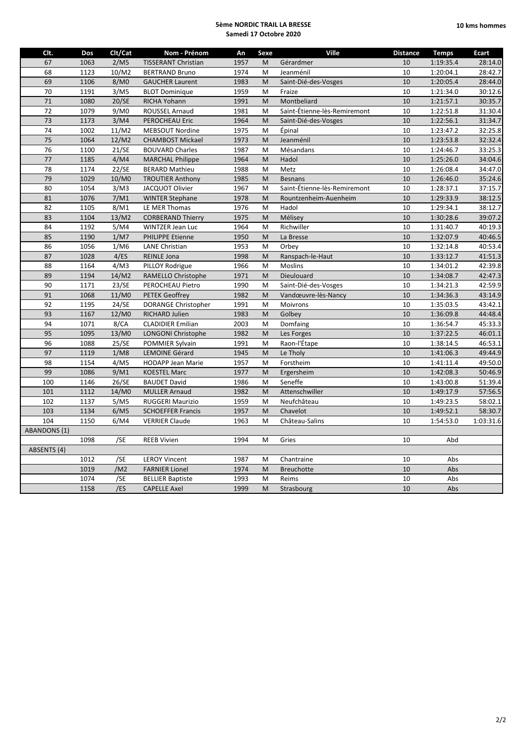**5ème NORDIC TRAIL LA BRESSE**
**Samedi 17 Octobre 2020**

**10 kms hommes**

| Clt. | Dos | Clt/Cat | Nom - Prénom | An | Sexe | Ville | Distance | Temps | Ecart |
|---|---|---|---|---|---|---|---|---|---|
| 67 | 1063 | 2/M5 | TISSERANT Christian | 1957 | M | Gérardmer | 10 | 1:19:35.4 | 28:14.0 |
| 68 | 1123 | 10/M2 | BERTRAND Bruno | 1974 | M | Jeanménil | 10 | 1:20:04.1 | 28:42.7 |
| 69 | 1106 | 8/M0 | GAUCHER Laurent | 1983 | M | Saint-Dié-des-Vosges | 10 | 1:20:05.4 | 28:44.0 |
| 70 | 1191 | 3/M5 | BLOT Dominique | 1959 | M | Fraize | 10 | 1:21:34.0 | 30:12.6 |
| 71 | 1080 | 20/SE | RICHA Yohann | 1991 | M | Montbeliard | 10 | 1:21:57.1 | 30:35.7 |
| 72 | 1079 | 9/M0 | ROUSSEL Arnaud | 1981 | M | Saint-Étienne-lès-Remiremont | 10 | 1:22:51.8 | 31:30.4 |
| 73 | 1173 | 3/M4 | PEROCHEAU Eric | 1964 | M | Saint-Dié-des-Vosges | 10 | 1:22:56.1 | 31:34.7 |
| 74 | 1002 | 11/M2 | MEBSOUT Nordine | 1975 | M | Épinal | 10 | 1:23:47.2 | 32:25.8 |
| 75 | 1064 | 12/M2 | CHAMBOST Mickael | 1973 | M | Jeanménil | 10 | 1:23:53.8 | 32:32.4 |
| 76 | 1100 | 21/SE | BOUVARD Charles | 1987 | M | Mésandans | 10 | 1:24:46.7 | 33:25.3 |
| 77 | 1185 | 4/M4 | MARCHAL Philippe | 1964 | M | Hadol | 10 | 1:25:26.0 | 34:04.6 |
| 78 | 1174 | 22/SE | BERARD Mathieu | 1988 | M | Metz | 10 | 1:26:08.4 | 34:47.0 |
| 79 | 1029 | 10/M0 | TROUTIER Anthony | 1985 | M | Besnans | 10 | 1:26:46.0 | 35:24.6 |
| 80 | 1054 | 3/M3 | JACQUOT Olivier | 1967 | M | Saint-Étienne-lès-Remiremont | 10 | 1:28:37.1 | 37:15.7 |
| 81 | 1076 | 7/M1 | WINTER Stephane | 1978 | M | Rountzenheim-Auenheim | 10 | 1:29:33.9 | 38:12.5 |
| 82 | 1105 | 8/M1 | LE MER Thomas | 1976 | M | Hadol | 10 | 1:29:34.1 | 38:12.7 |
| 83 | 1104 | 13/M2 | CORBERAND Thierry | 1975 | M | Mélisey | 10 | 1:30:28.6 | 39:07.2 |
| 84 | 1192 | 5/M4 | WINTZER Jean Luc | 1964 | M | Richwiller | 10 | 1:31:40.7 | 40:19.3 |
| 85 | 1190 | 1/M7 | PHILIPPE Etienne | 1950 | M | La Bresse | 10 | 1:32:07.9 | 40:46.5 |
| 86 | 1056 | 1/M6 | LANE Christian | 1953 | M | Orbey | 10 | 1:32:14.8 | 40:53.4 |
| 87 | 1028 | 4/ES | REINLE Jona | 1998 | M | Ranspach-le-Haut | 10 | 1:33:12.7 | 41:51.3 |
| 88 | 1164 | 4/M3 | PILLOY Rodrigue | 1966 | M | Moslins | 10 | 1:34:01.2 | 42:39.8 |
| 89 | 1194 | 14/M2 | RAMELLO Christophe | 1971 | M | Dieulouard | 10 | 1:34:08.7 | 42:47.3 |
| 90 | 1171 | 23/SE | PEROCHEAU Pietro | 1990 | M | Saint-Dié-des-Vosges | 10 | 1:34:21.3 | 42:59.9 |
| 91 | 1068 | 11/M0 | PETEK Geoffrey | 1982 | M | Vandœuvre-lès-Nancy | 10 | 1:34:36.3 | 43:14.9 |
| 92 | 1195 | 24/SE | DORANGE Christopher | 1991 | M | Moivrons | 10 | 1:35:03.5 | 43:42.1 |
| 93 | 1167 | 12/M0 | RICHARD Julien | 1983 | M | Golbey | 10 | 1:36:09.8 | 44:48.4 |
| 94 | 1071 | 8/CA | CLADIDIER Emilian | 2003 | M | Domfaing | 10 | 1:36:54.7 | 45:33.3 |
| 95 | 1095 | 13/M0 | LONGONI Christophe | 1982 | M | Les Forges | 10 | 1:37:22.5 | 46:01.1 |
| 96 | 1088 | 25/SE | POMMIER Sylvain | 1991 | M | Raon-l'Étape | 10 | 1:38:14.5 | 46:53.1 |
| 97 | 1119 | 1/M8 | LEMOINE Gérard | 1945 | M | Le Tholy | 10 | 1:41:06.3 | 49:44.9 |
| 98 | 1154 | 4/M5 | HODAPP Jean Marie | 1957 | M | Forstheim | 10 | 1:41:11.4 | 49:50.0 |
| 99 | 1086 | 9/M1 | KOESTEL Marc | 1977 | M | Ergersheim | 10 | 1:42:08.3 | 50:46.9 |
| 100 | 1146 | 26/SE | BAUDET David | 1986 | M | Seneffe | 10 | 1:43:00.8 | 51:39.4 |
| 101 | 1112 | 14/M0 | MULLER Arnaud | 1982 | M | Attenschwiller | 10 | 1:49:17.9 | 57:56.5 |
| 102 | 1137 | 5/M5 | RUGGERI Maurizio | 1959 | M | Neufchâteau | 10 | 1:49:23.5 | 58:02.1 |
| 103 | 1134 | 6/M5 | SCHOEFFER Francis | 1957 | M | Chavelot | 10 | 1:49:52.1 | 58:30.7 |
| 104 | 1150 | 6/M4 | VERRIER Claude | 1963 | M | Château-Salins | 10 | 1:54:53.0 | 1:03:31.6 |
| ABANDONS (1) | | | | | | | | | |
| | 1098 | /SE | REEB Vivien | 1994 | M | Gries | 10 | Abd | |
| ABSENTS (4) | | | | | | | | | |
| | 1012 | /SE | LEROY Vincent | 1987 | M | Chantraine | 10 | Abs | |
| | 1019 | /M2 | FARNIER Lionel | 1974 | M | Breuchotte | 10 | Abs | |
| | 1074 | /SE | BELLIER Baptiste | 1993 | M | Reims | 10 | Abs | |
| | 1158 | /ES | CAPELLE Axel | 1999 | M | Strasbourg | 10 | Abs | |